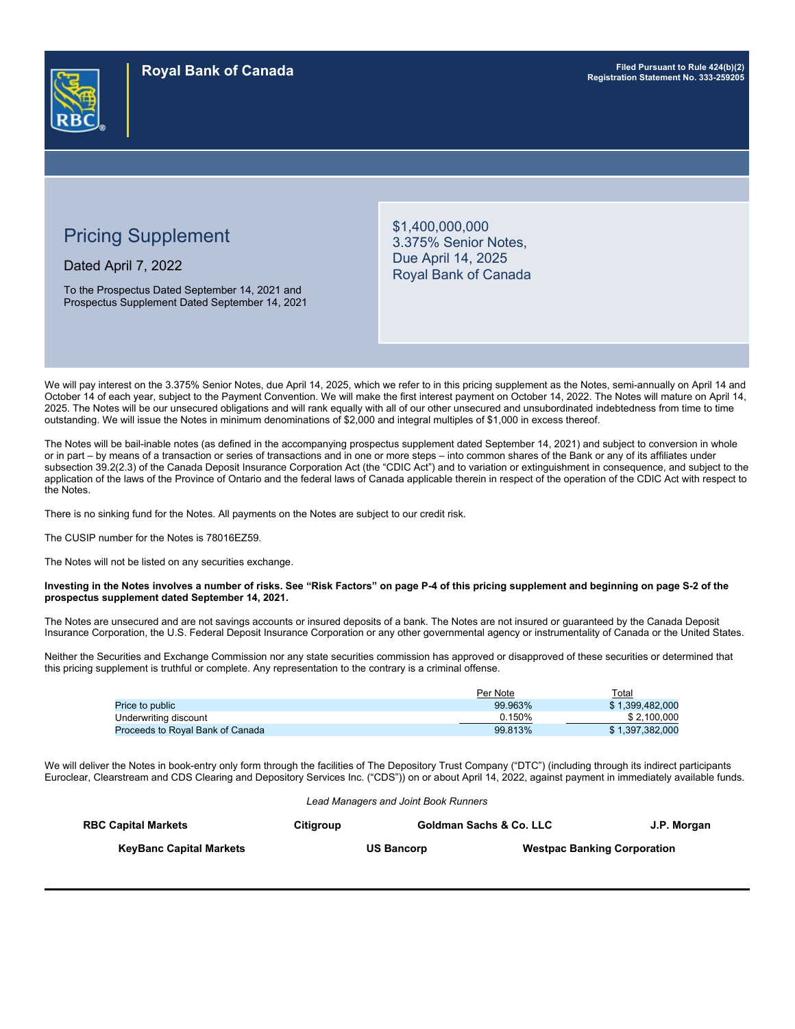**Royal Bank of Canada**

Filed Pursuant to Rule 424(b)(2)
Registration Statement No. 333-259205

# Pricing Supplement

Dated April 7, 2022

To the Prospectus Dated September 14, 2021 and Prospectus Supplement Dated September 14, 2021

## $1,400,000,000
## 3.375% Senior Notes,
## Due April 14, 2025
## Royal Bank of Canada

We will pay interest on the 3.375% Senior Notes, due April 14, 2025, which we refer to in this pricing supplement as the Notes, semi-annually on April 14 and October 14 of each year, subject to the Payment Convention. We will make the first interest payment on October 14, 2022. The Notes will mature on April 14, 2025. The Notes will be our unsecured obligations and will rank equally with all of our other unsecured and unsubordinated indebtedness from time to time outstanding. We will issue the Notes in minimum denominations of $2,000 and integral multiples of $1,000 in excess thereof.

The Notes will be bail-inable notes (as defined in the accompanying prospectus supplement dated September 14, 2021) and subject to conversion in whole or in part – by means of a transaction or series of transactions and in one or more steps – into common shares of the Bank or any of its affiliates under subsection 39.2(2.3) of the Canada Deposit Insurance Corporation Act (the "CDIC Act") and to variation or extinguishment in consequence, and subject to the application of the laws of the Province of Ontario and the federal laws of Canada applicable therein in respect of the operation of the CDIC Act with respect to the Notes.

There is no sinking fund for the Notes. All payments on the Notes are subject to our credit risk.

The CUSIP number for the Notes is 78016EZ59.

The Notes will not be listed on any securities exchange.

**Investing in the Notes involves a number of risks. See "Risk Factors" on page P-4 of this pricing supplement and beginning on page S-2 of the prospectus supplement dated September 14, 2021.**

The Notes are unsecured and are not savings accounts or insured deposits of a bank. The Notes are not insured or guaranteed by the Canada Deposit Insurance Corporation, the U.S. Federal Deposit Insurance Corporation or any other governmental agency or instrumentality of Canada or the United States.

Neither the Securities and Exchange Commission nor any state securities commission has approved or disapproved of these securities or determined that this pricing supplement is truthful or complete. Any representation to the contrary is a criminal offense.

| | Per Note | Total |
|---|---|---|
| Price to public | 99.963% | $ 1,399,482,000 |
| Underwriting discount | 0.150% | $ 2,100,000 |
| Proceeds to Royal Bank of Canada | 99.813% | $ 1,397,382,000 |

We will deliver the Notes in book-entry only form through the facilities of The Depository Trust Company ("DTC") (including through its indirect participants Euroclear, Clearstream and CDS Clearing and Depository Services Inc. ("CDS")) on or about April 14, 2022, against payment in immediately available funds.

*Lead Managers and Joint Book Runners*

**RBC Capital Markets** **Citigroup** **Goldman Sachs & Co. LLC** **J.P. Morgan**

**KeyBanc Capital Markets** **US Bancorp** **Westpac Banking Corporation**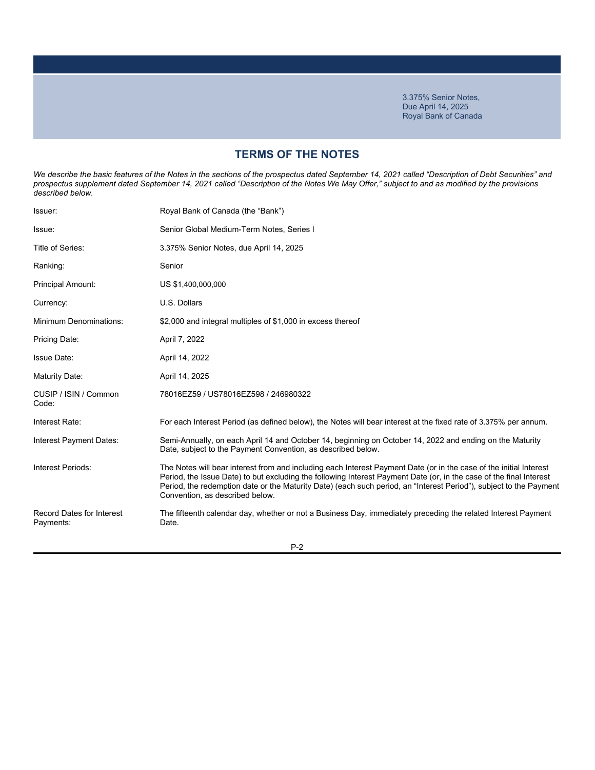3.375% Senior Notes,
Due April 14, 2025
Royal Bank of Canada

## TERMS OF THE NOTES

*We describe the basic features of the Notes in the sections of the prospectus dated September 14, 2021 called "Description of Debt Securities" and prospectus supplement dated September 14, 2021 called "Description of the Notes We May Offer," subject to and as modified by the provisions described below.*

| | |
|---|---|
| Issuer: | Royal Bank of Canada (the "Bank") |
| Issue: | Senior Global Medium-Term Notes, Series I |
| Title of Series: | 3.375% Senior Notes, due April 14, 2025 |
| Ranking: | Senior |
| Principal Amount: | US $1,400,000,000 |
| Currency: | U.S. Dollars |
| Minimum Denominations: | $2,000 and integral multiples of $1,000 in excess thereof |
| Pricing Date: | April 7, 2022 |
| Issue Date: | April 14, 2022 |
| Maturity Date: | April 14, 2025 |
| CUSIP / ISIN / Common Code: | 78016EZ59 / US78016EZ598 / 246980322 |
| Interest Rate: | For each Interest Period (as defined below), the Notes will bear interest at the fixed rate of 3.375% per annum. |
| Interest Payment Dates: | Semi-Annually, on each April 14 and October 14, beginning on October 14, 2022 and ending on the Maturity Date, subject to the Payment Convention, as described below. |
| Interest Periods: | The Notes will bear interest from and including each Interest Payment Date (or in the case of the initial Interest Period, the Issue Date) to but excluding the following Interest Payment Date (or, in the case of the final Interest Period, the redemption date or the Maturity Date) (each such period, an "Interest Period"), subject to the Payment Convention, as described below. |
| Record Dates for Interest Payments: | The fifteenth calendar day, whether or not a Business Day, immediately preceding the related Interest Payment Date. |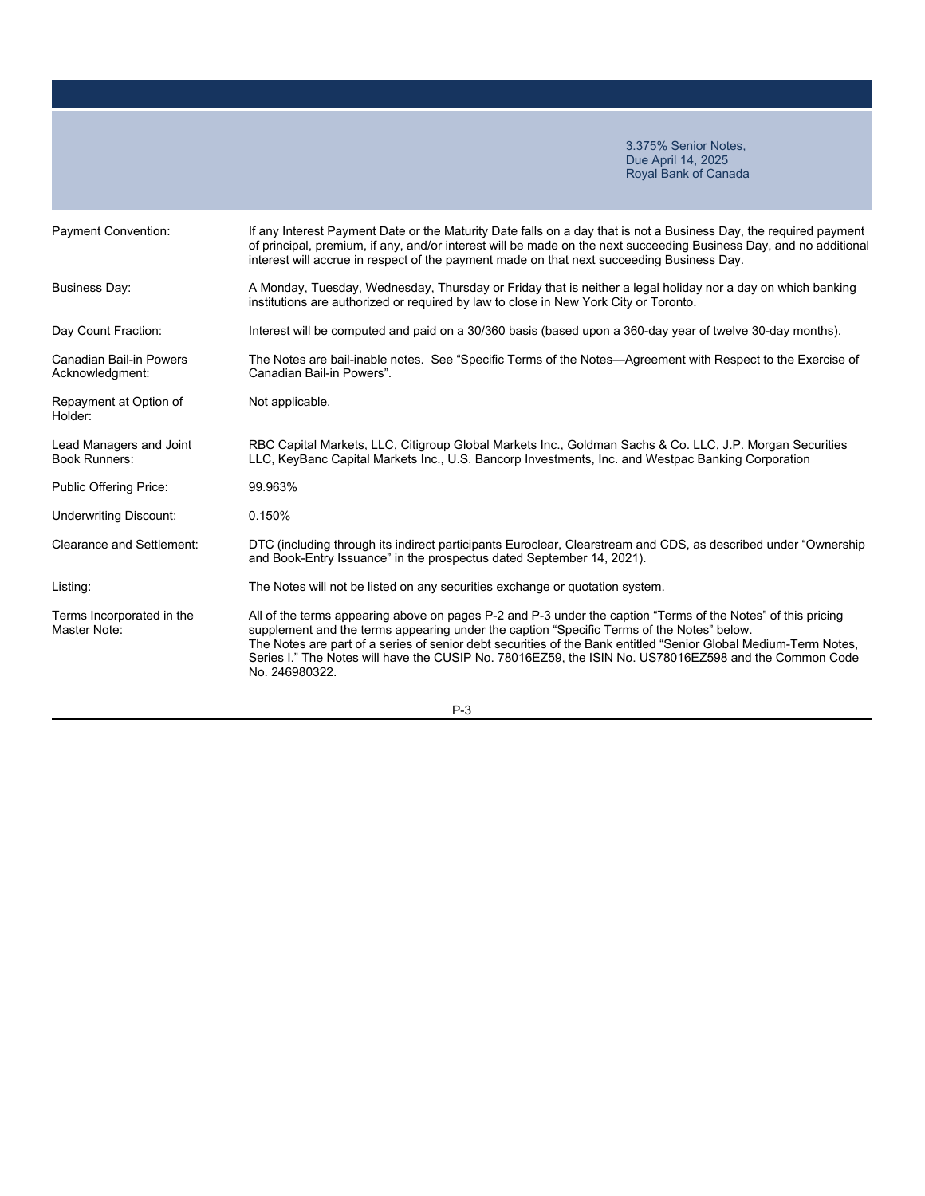3.375% Senior Notes,
Due April 14, 2025
Royal Bank of Canada

| | |
|---|---|
| Payment Convention: | If any Interest Payment Date or the Maturity Date falls on a day that is not a Business Day, the required payment of principal, premium, if any, and/or interest will be made on the next succeeding Business Day, and no additional interest will accrue in respect of the payment made on that next succeeding Business Day. |
| Business Day: | A Monday, Tuesday, Wednesday, Thursday or Friday that is neither a legal holiday nor a day on which banking institutions are authorized or required by law to close in New York City or Toronto. |
| Day Count Fraction: | Interest will be computed and paid on a 30/360 basis (based upon a 360-day year of twelve 30-day months). |
| Canadian Bail-in Powers Acknowledgment: | The Notes are bail-inable notes. See "Specific Terms of the Notes—Agreement with Respect to the Exercise of Canadian Bail-in Powers". |
| Repayment at Option of Holder: | Not applicable. |
| Lead Managers and Joint Book Runners: | RBC Capital Markets, LLC, Citigroup Global Markets Inc., Goldman Sachs & Co. LLC, J.P. Morgan Securities LLC, KeyBanc Capital Markets Inc., U.S. Bancorp Investments, Inc. and Westpac Banking Corporation |
| Public Offering Price: | 99.963% |
| Underwriting Discount: | 0.150% |
| Clearance and Settlement: | DTC (including through its indirect participants Euroclear, Clearstream and CDS, as described under "Ownership and Book-Entry Issuance" in the prospectus dated September 14, 2021). |
| Listing: | The Notes will not be listed on any securities exchange or quotation system. |
| Terms Incorporated in the Master Note: | All of the terms appearing above on pages P-2 and P-3 under the caption "Terms of the Notes" of this pricing supplement and the terms appearing under the caption "Specific Terms of the Notes" below. The Notes are part of a series of senior debt securities of the Bank entitled "Senior Global Medium-Term Notes, Series I." The Notes will have the CUSIP No. 78016EZ59, the ISIN No. US78016EZ598 and the Common Code No. 246980322. |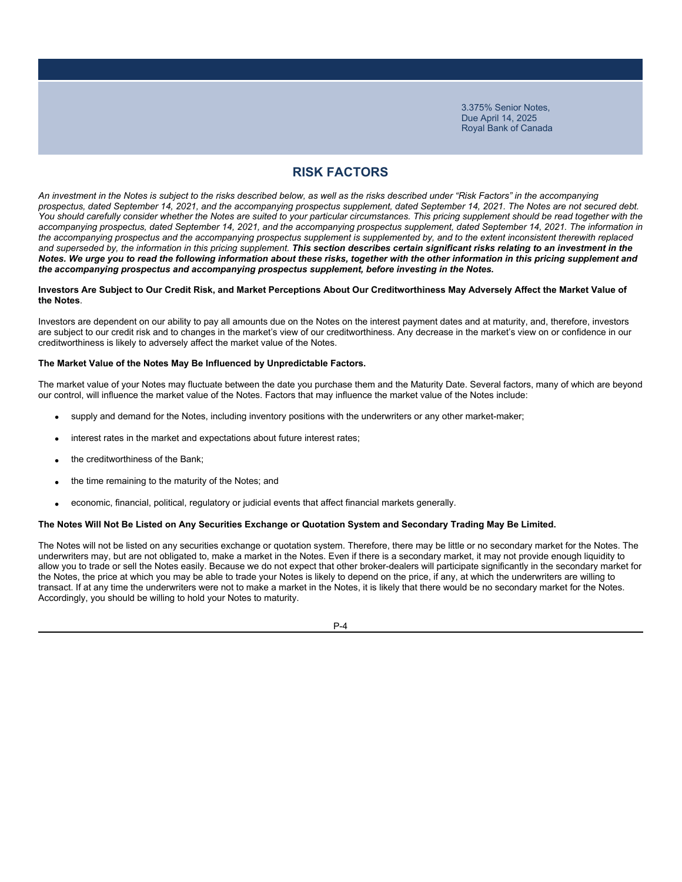# RISK FACTORS

*An investment in the Notes is subject to the risks described below, as well as the risks described under "Risk Factors" in the accompanying prospectus, dated September 14, 2021, and the accompanying prospectus supplement, dated September 14, 2021. The Notes are not secured debt. You should carefully consider whether the Notes are suited to your particular circumstances. This pricing supplement should be read together with the accompanying prospectus, dated September 14, 2021, and the accompanying prospectus supplement, dated September 14, 2021. The information in the accompanying prospectus and the accompanying prospectus supplement is supplemented by, and to the extent inconsistent therewith replaced and superseded by, the information in this pricing supplement.* ***This section describes certain significant risks relating to an investment in the Notes. We urge you to read the following information about these risks, together with the other information in this pricing supplement and the accompanying prospectus and accompanying prospectus supplement, before investing in the Notes.***

**Investors Are Subject to Our Credit Risk, and Market Perceptions About Our Creditworthiness May Adversely Affect the Market Value of the Notes**.

Investors are dependent on our ability to pay all amounts due on the Notes on the interest payment dates and at maturity, and, therefore, investors are subject to our credit risk and to changes in the market's view of our creditworthiness. Any decrease in the market's view on or confidence in our creditworthiness is likely to adversely affect the market value of the Notes.

**The Market Value of the Notes May Be Influenced by Unpredictable Factors.**

The market value of your Notes may fluctuate between the date you purchase them and the Maturity Date. Several factors, many of which are beyond our control, will influence the market value of the Notes. Factors that may influence the market value of the Notes include:

- supply and demand for the Notes, including inventory positions with the underwriters or any other market-maker;
- interest rates in the market and expectations about future interest rates;
- the creditworthiness of the Bank;
- the time remaining to the maturity of the Notes; and
- economic, financial, political, regulatory or judicial events that affect financial markets generally.

**The Notes Will Not Be Listed on Any Securities Exchange or Quotation System and Secondary Trading May Be Limited.**

The Notes will not be listed on any securities exchange or quotation system. Therefore, there may be little or no secondary market for the Notes. The underwriters may, but are not obligated to, make a market in the Notes. Even if there is a secondary market, it may not provide enough liquidity to allow you to trade or sell the Notes easily. Because we do not expect that other broker-dealers will participate significantly in the secondary market for the Notes, the price at which you may be able to trade your Notes is likely to depend on the price, if any, at which the underwriters are willing to transact. If at any time the underwriters were not to make a market in the Notes, it is likely that there would be no secondary market for the Notes. Accordingly, you should be willing to hold your Notes to maturity.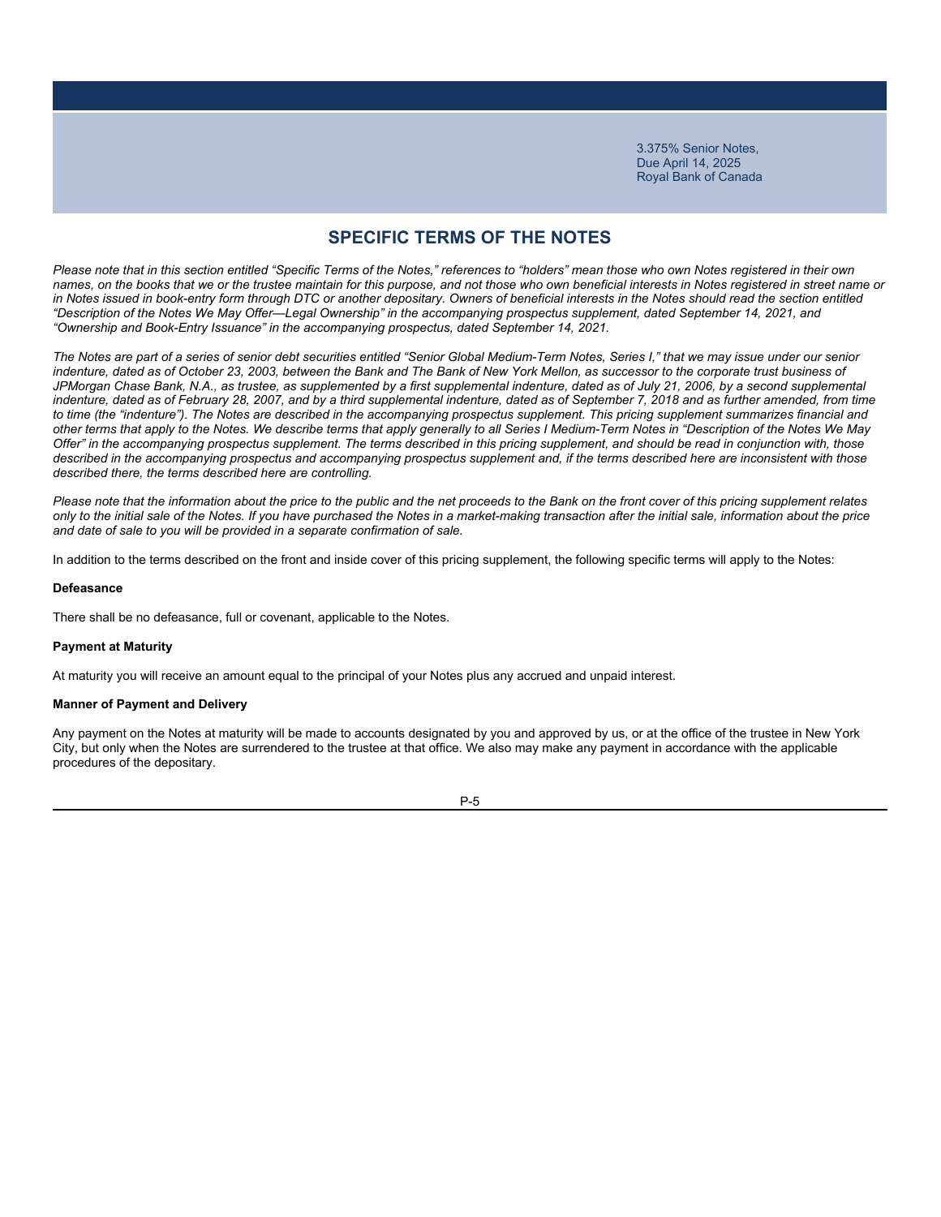3.375% Senior Notes,
Due April 14, 2025
Royal Bank of Canada

## SPECIFIC TERMS OF THE NOTES

*Please note that in this section entitled "Specific Terms of the Notes," references to "holders" mean those who own Notes registered in their own names, on the books that we or the trustee maintain for this purpose, and not those who own beneficial interests in Notes registered in street name or in Notes issued in book-entry form through DTC or another depositary. Owners of beneficial interests in the Notes should read the section entitled "Description of the Notes We May Offer—Legal Ownership" in the accompanying prospectus supplement, dated September 14, 2021, and "Ownership and Book-Entry Issuance" in the accompanying prospectus, dated September 14, 2021.*

*The Notes are part of a series of senior debt securities entitled "Senior Global Medium-Term Notes, Series I," that we may issue under our senior indenture, dated as of October 23, 2003, between the Bank and The Bank of New York Mellon, as successor to the corporate trust business of JPMorgan Chase Bank, N.A., as trustee, as supplemented by a first supplemental indenture, dated as of July 21, 2006, by a second supplemental indenture, dated as of February 28, 2007, and by a third supplemental indenture, dated as of September 7, 2018 and as further amended, from time to time (the "indenture"). The Notes are described in the accompanying prospectus supplement. This pricing supplement summarizes financial and other terms that apply to the Notes. We describe terms that apply generally to all Series I Medium-Term Notes in "Description of the Notes We May Offer" in the accompanying prospectus supplement. The terms described in this pricing supplement, and should be read in conjunction with, those described in the accompanying prospectus and accompanying prospectus supplement and, if the terms described here are inconsistent with those described there, the terms described here are controlling.*

*Please note that the information about the price to the public and the net proceeds to the Bank on the front cover of this pricing supplement relates only to the initial sale of the Notes. If you have purchased the Notes in a market-making transaction after the initial sale, information about the price and date of sale to you will be provided in a separate confirmation of sale.*

In addition to the terms described on the front and inside cover of this pricing supplement, the following specific terms will apply to the Notes:

**Defeasance**

There shall be no defeasance, full or covenant, applicable to the Notes.

**Payment at Maturity**

At maturity you will receive an amount equal to the principal of your Notes plus any accrued and unpaid interest.

**Manner of Payment and Delivery**

Any payment on the Notes at maturity will be made to accounts designated by you and approved by us, or at the office of the trustee in New York City, but only when the Notes are surrendered to the trustee at that office. We also may make any payment in accordance with the applicable procedures of the depositary.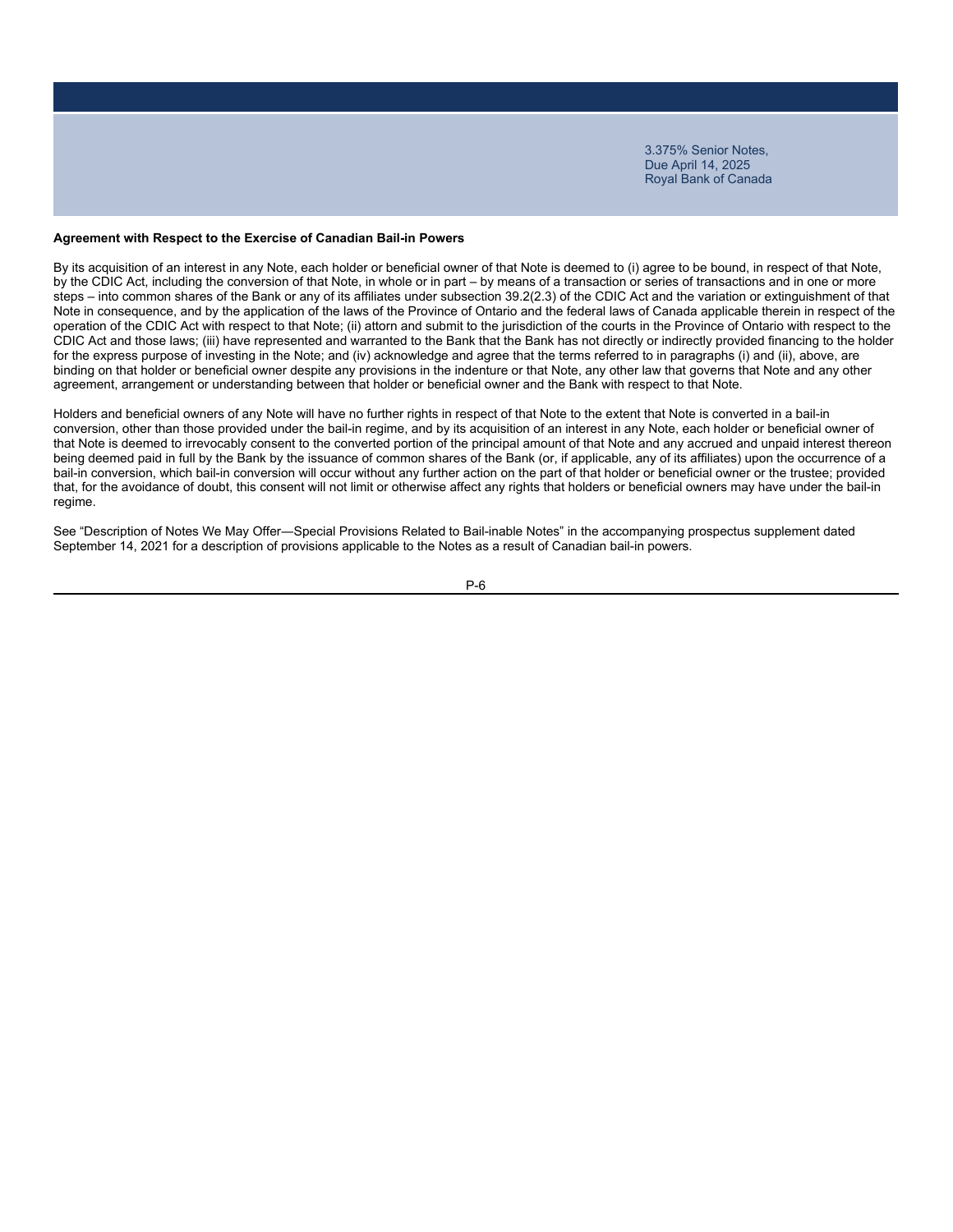**Agreement with Respect to the Exercise of Canadian Bail-in Powers**

By its acquisition of an interest in any Note, each holder or beneficial owner of that Note is deemed to (i) agree to be bound, in respect of that Note, by the CDIC Act, including the conversion of that Note, in whole or in part – by means of a transaction or series of transactions and in one or more steps – into common shares of the Bank or any of its affiliates under subsection 39.2(2.3) of the CDIC Act and the variation or extinguishment of that Note in consequence, and by the application of the laws of the Province of Ontario and the federal laws of Canada applicable therein in respect of the operation of the CDIC Act with respect to that Note; (ii) attorn and submit to the jurisdiction of the courts in the Province of Ontario with respect to the CDIC Act and those laws; (iii) have represented and warranted to the Bank that the Bank has not directly or indirectly provided financing to the holder for the express purpose of investing in the Note; and (iv) acknowledge and agree that the terms referred to in paragraphs (i) and (ii), above, are binding on that holder or beneficial owner despite any provisions in the indenture or that Note, any other law that governs that Note and any other agreement, arrangement or understanding between that holder or beneficial owner and the Bank with respect to that Note.

Holders and beneficial owners of any Note will have no further rights in respect of that Note to the extent that Note is converted in a bail-in conversion, other than those provided under the bail-in regime, and by its acquisition of an interest in any Note, each holder or beneficial owner of that Note is deemed to irrevocably consent to the converted portion of the principal amount of that Note and any accrued and unpaid interest thereon being deemed paid in full by the Bank by the issuance of common shares of the Bank (or, if applicable, any of its affiliates) upon the occurrence of a bail-in conversion, which bail-in conversion will occur without any further action on the part of that holder or beneficial owner or the trustee; provided that, for the avoidance of doubt, this consent will not limit or otherwise affect any rights that holders or beneficial owners may have under the bail-in regime.

See "Description of Notes We May Offer—Special Provisions Related to Bail-inable Notes" in the accompanying prospectus supplement dated September 14, 2021 for a description of provisions applicable to the Notes as a result of Canadian bail-in powers.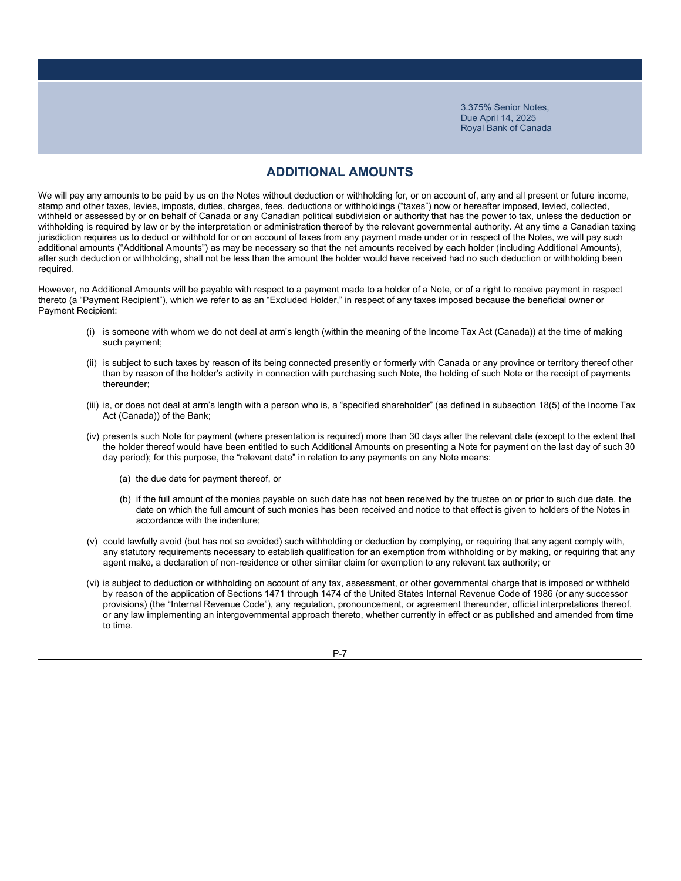## ADDITIONAL AMOUNTS

We will pay any amounts to be paid by us on the Notes without deduction or withholding for, or on account of, any and all present or future income, stamp and other taxes, levies, imposts, duties, charges, fees, deductions or withholdings ("taxes") now or hereafter imposed, levied, collected, withheld or assessed by or on behalf of Canada or any Canadian political subdivision or authority that has the power to tax, unless the deduction or withholding is required by law or by the interpretation or administration thereof by the relevant governmental authority. At any time a Canadian taxing jurisdiction requires us to deduct or withhold for or on account of taxes from any payment made under or in respect of the Notes, we will pay such additional amounts ("Additional Amounts") as may be necessary so that the net amounts received by each holder (including Additional Amounts), after such deduction or withholding, shall not be less than the amount the holder would have received had no such deduction or withholding been required.

However, no Additional Amounts will be payable with respect to a payment made to a holder of a Note, or of a right to receive payment in respect thereto (a "Payment Recipient"), which we refer to as an "Excluded Holder," in respect of any taxes imposed because the beneficial owner or Payment Recipient:

(i) is someone with whom we do not deal at arm's length (within the meaning of the Income Tax Act (Canada)) at the time of making such payment;

(ii) is subject to such taxes by reason of its being connected presently or formerly with Canada or any province or territory thereof other than by reason of the holder's activity in connection with purchasing such Note, the holding of such Note or the receipt of payments thereunder;

(iii) is, or does not deal at arm's length with a person who is, a "specified shareholder" (as defined in subsection 18(5) of the Income Tax Act (Canada)) of the Bank;

(iv) presents such Note for payment (where presentation is required) more than 30 days after the relevant date (except to the extent that the holder thereof would have been entitled to such Additional Amounts on presenting a Note for payment on the last day of such 30 day period); for this purpose, the "relevant date" in relation to any payments on any Note means:

   (a) the due date for payment thereof, or

   (b) if the full amount of the monies payable on such date has not been received by the trustee on or prior to such due date, the date on which the full amount of such monies has been received and notice to that effect is given to holders of the Notes in accordance with the indenture;

(v) could lawfully avoid (but has not so avoided) such withholding or deduction by complying, or requiring that any agent comply with, any statutory requirements necessary to establish qualification for an exemption from withholding or by making, or requiring that any agent make, a declaration of non-residence or other similar claim for exemption to any relevant tax authority; or

(vi) is subject to deduction or withholding on account of any tax, assessment, or other governmental charge that is imposed or withheld by reason of the application of Sections 1471 through 1474 of the United States Internal Revenue Code of 1986 (or any successor provisions) (the "Internal Revenue Code"), any regulation, pronouncement, or agreement thereunder, official interpretations thereof, or any law implementing an intergovernmental approach thereto, whether currently in effect or as published and amended from time to time.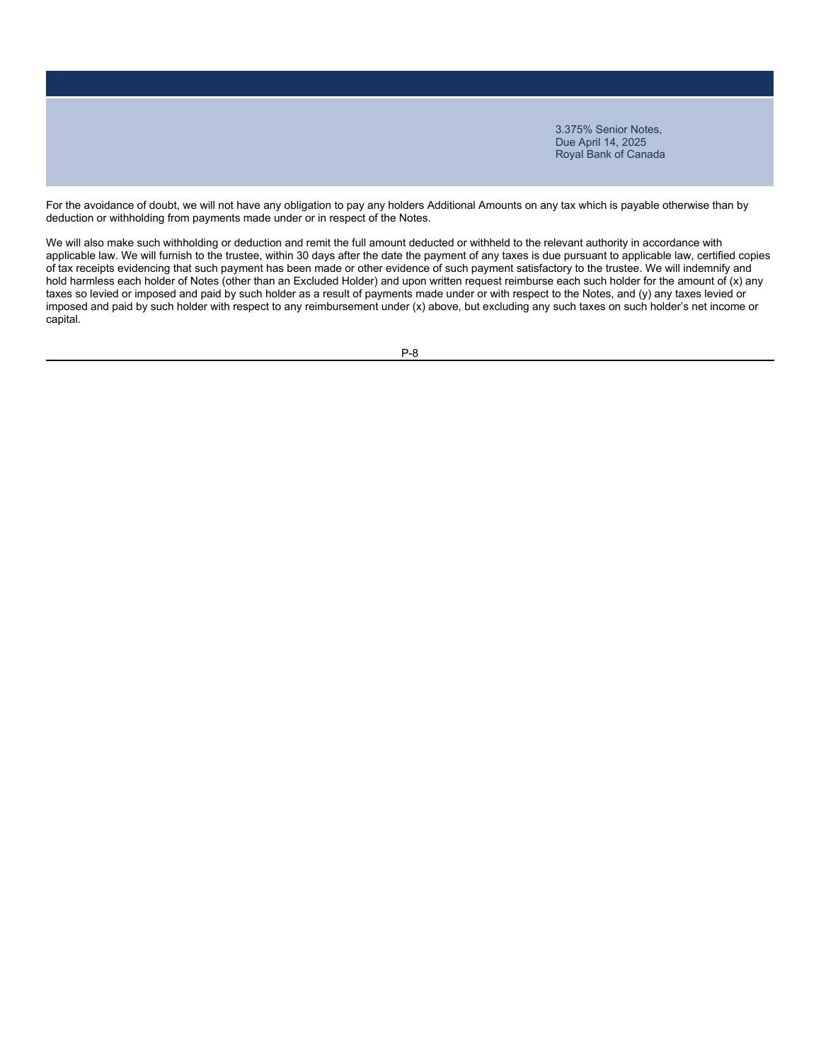For the avoidance of doubt, we will not have any obligation to pay any holders Additional Amounts on any tax which is payable otherwise than by deduction or withholding from payments made under or in respect of the Notes.

We will also make such withholding or deduction and remit the full amount deducted or withheld to the relevant authority in accordance with applicable law. We will furnish to the trustee, within 30 days after the date the payment of any taxes is due pursuant to applicable law, certified copies of tax receipts evidencing that such payment has been made or other evidence of such payment satisfactory to the trustee. We will indemnify and hold harmless each holder of Notes (other than an Excluded Holder) and upon written request reimburse each such holder for the amount of (x) any taxes so levied or imposed and paid by such holder as a result of payments made under or with respect to the Notes, and (y) any taxes levied or imposed and paid by such holder with respect to any reimbursement under (x) above, but excluding any such taxes on such holder's net income or capital.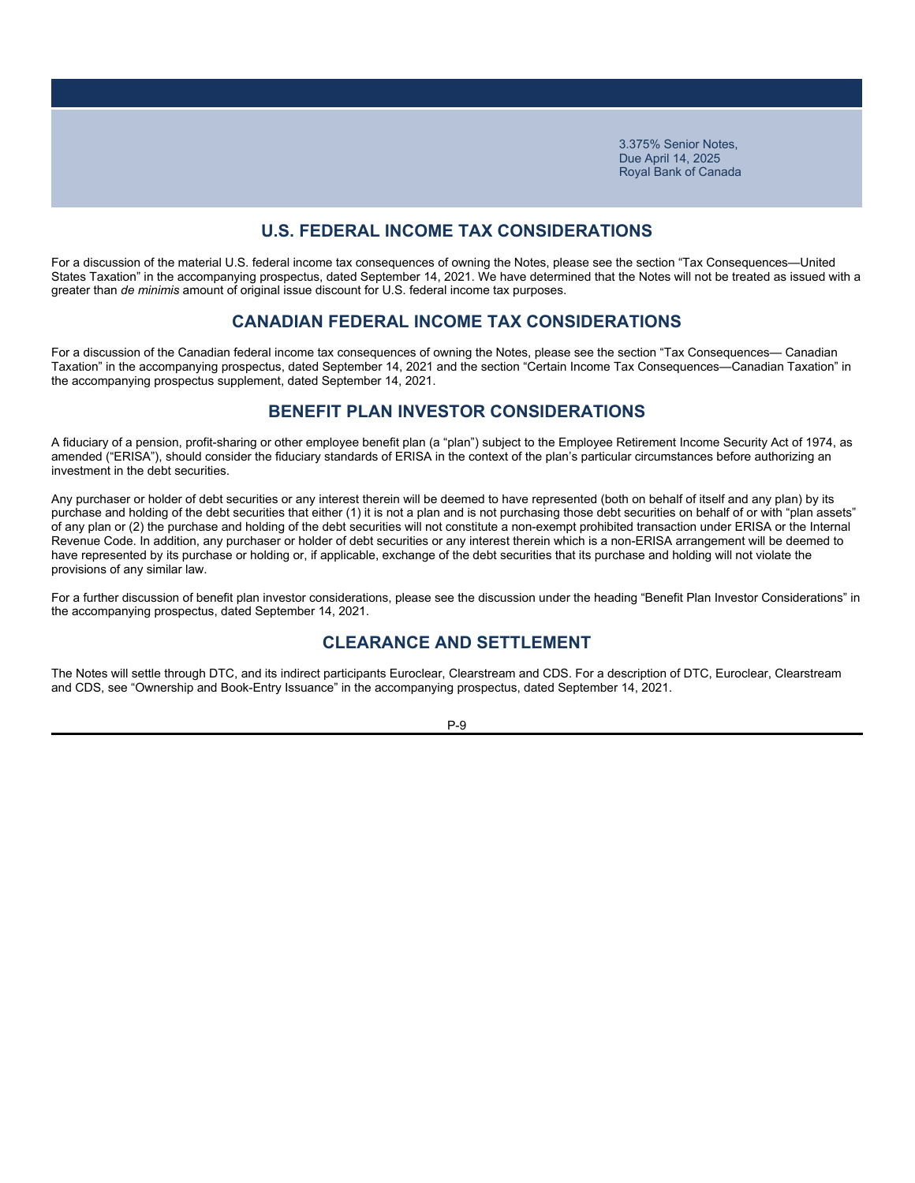## U.S. FEDERAL INCOME TAX CONSIDERATIONS

For a discussion of the material U.S. federal income tax consequences of owning the Notes, please see the section "Tax Consequences—United States Taxation" in the accompanying prospectus, dated September 14, 2021. We have determined that the Notes will not be treated as issued with a greater than *de minimis* amount of original issue discount for U.S. federal income tax purposes.

## CANADIAN FEDERAL INCOME TAX CONSIDERATIONS

For a discussion of the Canadian federal income tax consequences of owning the Notes, please see the section "Tax Consequences— Canadian Taxation" in the accompanying prospectus, dated September 14, 2021 and the section "Certain Income Tax Consequences—Canadian Taxation" in the accompanying prospectus supplement, dated September 14, 2021.

## BENEFIT PLAN INVESTOR CONSIDERATIONS

A fiduciary of a pension, profit-sharing or other employee benefit plan (a "plan") subject to the Employee Retirement Income Security Act of 1974, as amended ("ERISA"), should consider the fiduciary standards of ERISA in the context of the plan's particular circumstances before authorizing an investment in the debt securities.

Any purchaser or holder of debt securities or any interest therein will be deemed to have represented (both on behalf of itself and any plan) by its purchase and holding of the debt securities that either (1) it is not a plan and is not purchasing those debt securities on behalf of or with "plan assets" of any plan or (2) the purchase and holding of the debt securities will not constitute a non-exempt prohibited transaction under ERISA or the Internal Revenue Code. In addition, any purchaser or holder of debt securities or any interest therein which is a non-ERISA arrangement will be deemed to have represented by its purchase or holding or, if applicable, exchange of the debt securities that its purchase and holding will not violate the provisions of any similar law.

For a further discussion of benefit plan investor considerations, please see the discussion under the heading "Benefit Plan Investor Considerations" in the accompanying prospectus, dated September 14, 2021.

## CLEARANCE AND SETTLEMENT

The Notes will settle through DTC, and its indirect participants Euroclear, Clearstream and CDS. For a description of DTC, Euroclear, Clearstream and CDS, see "Ownership and Book-Entry Issuance" in the accompanying prospectus, dated September 14, 2021.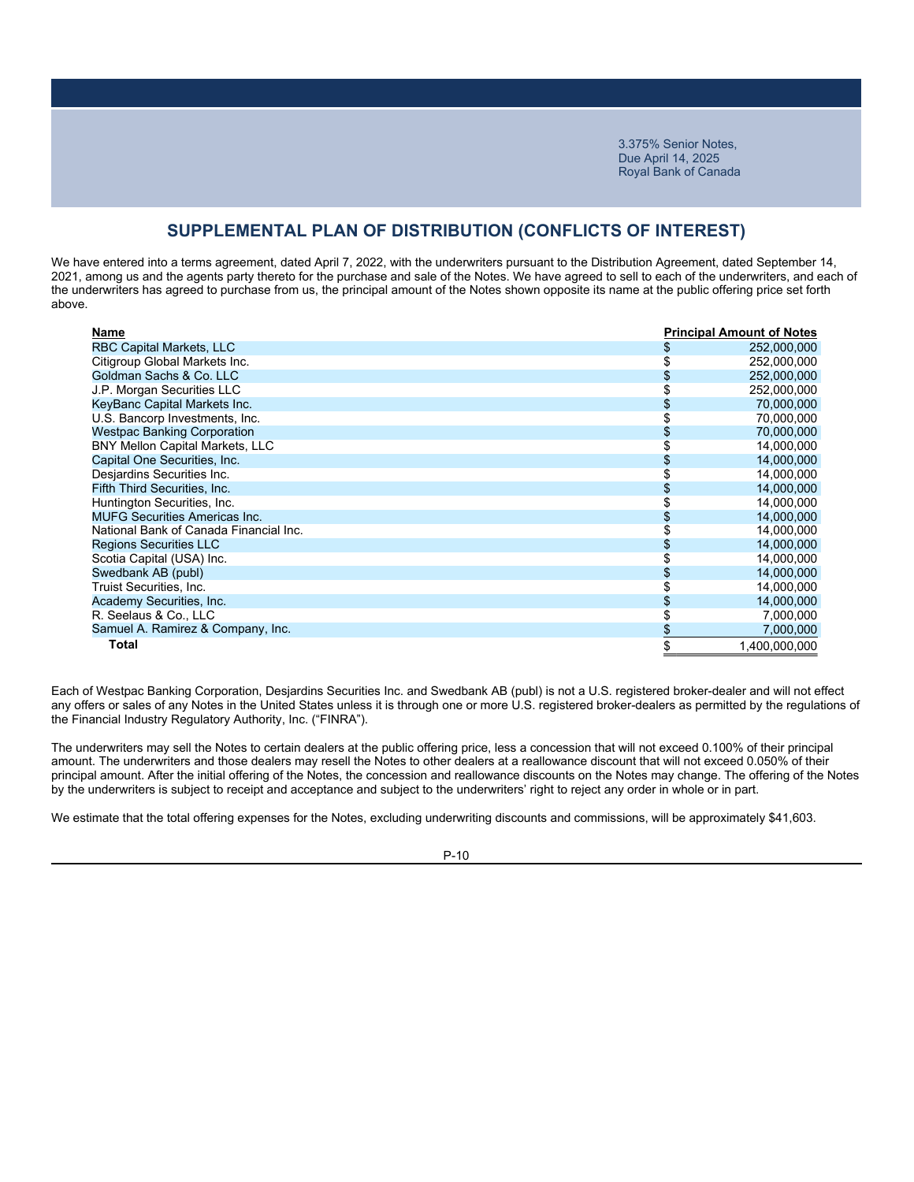3.375% Senior Notes,
Due April 14, 2025
Royal Bank of Canada

## SUPPLEMENTAL PLAN OF DISTRIBUTION (CONFLICTS OF INTEREST)

We have entered into a terms agreement, dated April 7, 2022, with the underwriters pursuant to the Distribution Agreement, dated September 14, 2021, among us and the agents party thereto for the purchase and sale of the Notes. We have agreed to sell to each of the underwriters, and each of the underwriters has agreed to purchase from us, the principal amount of the Notes shown opposite its name at the public offering price set forth above.

| Name | Principal Amount of Notes |
|---|---|
| RBC Capital Markets, LLC | $ 252,000,000 |
| Citigroup Global Markets Inc. | $ 252,000,000 |
| Goldman Sachs & Co. LLC | $ 252,000,000 |
| J.P. Morgan Securities LLC | $ 252,000,000 |
| KeyBanc Capital Markets Inc. | $ 70,000,000 |
| U.S. Bancorp Investments, Inc. | $ 70,000,000 |
| Westpac Banking Corporation | $ 70,000,000 |
| BNY Mellon Capital Markets, LLC | $ 14,000,000 |
| Capital One Securities, Inc. | $ 14,000,000 |
| Desjardins Securities Inc. | $ 14,000,000 |
| Fifth Third Securities, Inc. | $ 14,000,000 |
| Huntington Securities, Inc. | $ 14,000,000 |
| MUFG Securities Americas Inc. | $ 14,000,000 |
| National Bank of Canada Financial Inc. | $ 14,000,000 |
| Regions Securities LLC | $ 14,000,000 |
| Scotia Capital (USA) Inc. | $ 14,000,000 |
| Swedbank AB (publ) | $ 14,000,000 |
| Truist Securities, Inc. | $ 14,000,000 |
| Academy Securities, Inc. | $ 14,000,000 |
| R. Seelaus & Co., LLC | $ 7,000,000 |
| Samuel A. Ramirez & Company, Inc. | $ 7,000,000 |
| **Total** | $ 1,400,000,000 |

Each of Westpac Banking Corporation, Desjardins Securities Inc. and Swedbank AB (publ) is not a U.S. registered broker-dealer and will not effect any offers or sales of any Notes in the United States unless it is through one or more U.S. registered broker-dealers as permitted by the regulations of the Financial Industry Regulatory Authority, Inc. ("FINRA").

The underwriters may sell the Notes to certain dealers at the public offering price, less a concession that will not exceed 0.100% of their principal amount. The underwriters and those dealers may resell the Notes to other dealers at a reallowance discount that will not exceed 0.050% of their principal amount. After the initial offering of the Notes, the concession and reallowance discounts on the Notes may change. The offering of the Notes by the underwriters is subject to receipt and acceptance and subject to the underwriters' right to reject any order in whole or in part.

We estimate that the total offering expenses for the Notes, excluding underwriting discounts and commissions, will be approximately $41,603.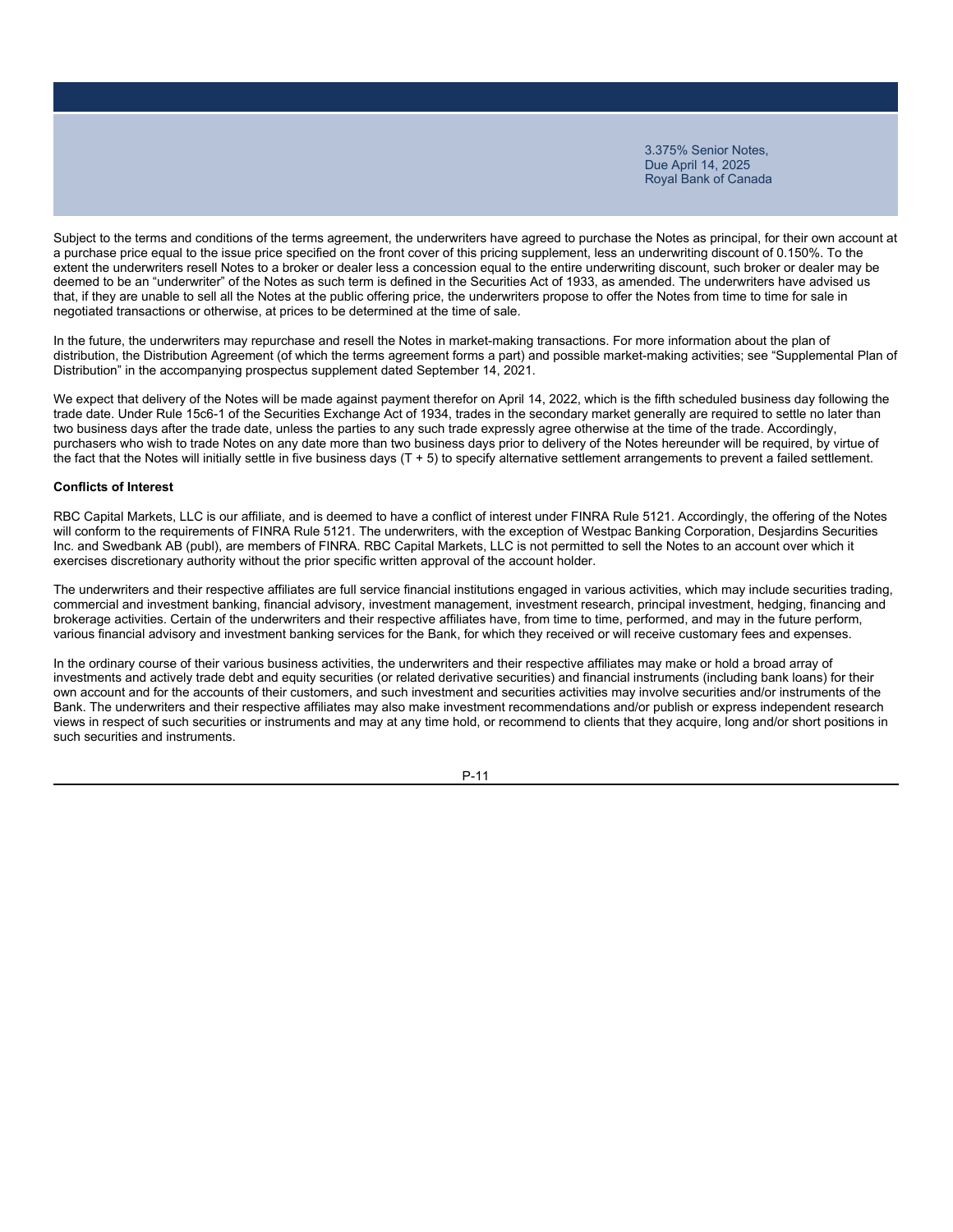Subject to the terms and conditions of the terms agreement, the underwriters have agreed to purchase the Notes as principal, for their own account at a purchase price equal to the issue price specified on the front cover of this pricing supplement, less an underwriting discount of 0.150%. To the extent the underwriters resell Notes to a broker or dealer less a concession equal to the entire underwriting discount, such broker or dealer may be deemed to be an "underwriter" of the Notes as such term is defined in the Securities Act of 1933, as amended. The underwriters have advised us that, if they are unable to sell all the Notes at the public offering price, the underwriters propose to offer the Notes from time to time for sale in negotiated transactions or otherwise, at prices to be determined at the time of sale.

In the future, the underwriters may repurchase and resell the Notes in market-making transactions. For more information about the plan of distribution, the Distribution Agreement (of which the terms agreement forms a part) and possible market-making activities; see "Supplemental Plan of Distribution" in the accompanying prospectus supplement dated September 14, 2021.

We expect that delivery of the Notes will be made against payment therefor on April 14, 2022, which is the fifth scheduled business day following the trade date. Under Rule 15c6-1 of the Securities Exchange Act of 1934, trades in the secondary market generally are required to settle no later than two business days after the trade date, unless the parties to any such trade expressly agree otherwise at the time of the trade. Accordingly, purchasers who wish to trade Notes on any date more than two business days prior to delivery of the Notes hereunder will be required, by virtue of the fact that the Notes will initially settle in five business days (T + 5) to specify alternative settlement arrangements to prevent a failed settlement.

**Conflicts of Interest**

RBC Capital Markets, LLC is our affiliate, and is deemed to have a conflict of interest under FINRA Rule 5121. Accordingly, the offering of the Notes will conform to the requirements of FINRA Rule 5121. The underwriters, with the exception of Westpac Banking Corporation, Desjardins Securities Inc. and Swedbank AB (publ), are members of FINRA. RBC Capital Markets, LLC is not permitted to sell the Notes to an account over which it exercises discretionary authority without the prior specific written approval of the account holder.

The underwriters and their respective affiliates are full service financial institutions engaged in various activities, which may include securities trading, commercial and investment banking, financial advisory, investment management, investment research, principal investment, hedging, financing and brokerage activities. Certain of the underwriters and their respective affiliates have, from time to time, performed, and may in the future perform, various financial advisory and investment banking services for the Bank, for which they received or will receive customary fees and expenses.

In the ordinary course of their various business activities, the underwriters and their respective affiliates may make or hold a broad array of investments and actively trade debt and equity securities (or related derivative securities) and financial instruments (including bank loans) for their own account and for the accounts of their customers, and such investment and securities activities may involve securities and/or instruments of the Bank. The underwriters and their respective affiliates may also make investment recommendations and/or publish or express independent research views in respect of such securities or instruments and may at any time hold, or recommend to clients that they acquire, long and/or short positions in such securities and instruments.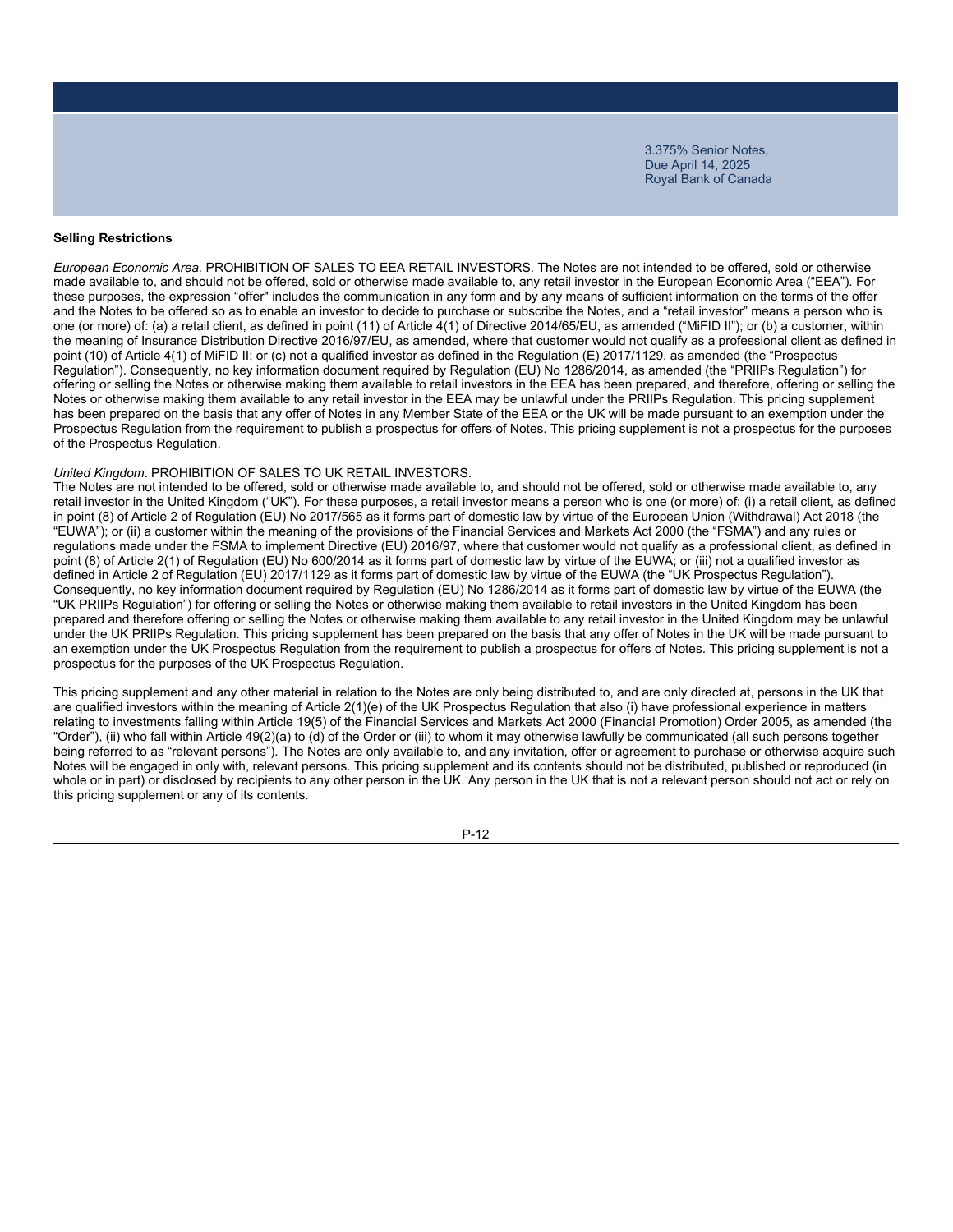## Selling Restrictions

*European Economic Area.* PROHIBITION OF SALES TO EEA RETAIL INVESTORS. The Notes are not intended to be offered, sold or otherwise made available to, and should not be offered, sold or otherwise made available to, any retail investor in the European Economic Area ("EEA"). For these purposes, the expression "offer" includes the communication in any form and by any means of sufficient information on the terms of the offer and the Notes to be offered so as to enable an investor to decide to purchase or subscribe the Notes, and a "retail investor" means a person who is one (or more) of: (a) a retail client, as defined in point (11) of Article 4(1) of Directive 2014/65/EU, as amended ("MiFID II"); or (b) a customer, within the meaning of Insurance Distribution Directive 2016/97/EU, as amended, where that customer would not qualify as a professional client as defined in point (10) of Article 4(1) of MiFID II; or (c) not a qualified investor as defined in the Regulation (E) 2017/1129, as amended (the "Prospectus Regulation"). Consequently, no key information document required by Regulation (EU) No 1286/2014, as amended (the "PRIIPs Regulation") for offering or selling the Notes or otherwise making them available to retail investors in the EEA has been prepared, and therefore, offering or selling the Notes or otherwise making them available to any retail investor in the EEA may be unlawful under the PRIIPs Regulation. This pricing supplement has been prepared on the basis that any offer of Notes in any Member State of the EEA or the UK will be made pursuant to an exemption under the Prospectus Regulation from the requirement to publish a prospectus for offers of Notes. This pricing supplement is not a prospectus for the purposes of the Prospectus Regulation.

*United Kingdom*. PROHIBITION OF SALES TO UK RETAIL INVESTORS.
The Notes are not intended to be offered, sold or otherwise made available to, and should not be offered, sold or otherwise made available to, any retail investor in the United Kingdom ("UK"). For these purposes, a retail investor means a person who is one (or more) of: (i) a retail client, as defined in point (8) of Article 2 of Regulation (EU) No 2017/565 as it forms part of domestic law by virtue of the European Union (Withdrawal) Act 2018 (the "EUWA"); or (ii) a customer within the meaning of the provisions of the Financial Services and Markets Act 2000 (the "FSMA") and any rules or regulations made under the FSMA to implement Directive (EU) 2016/97, where that customer would not qualify as a professional client, as defined in point (8) of Article 2(1) of Regulation (EU) No 600/2014 as it forms part of domestic law by virtue of the EUWA; or (iii) not a qualified investor as defined in Article 2 of Regulation (EU) 2017/1129 as it forms part of domestic law by virtue of the EUWA (the "UK Prospectus Regulation"). Consequently, no key information document required by Regulation (EU) No 1286/2014 as it forms part of domestic law by virtue of the EUWA (the "UK PRIIPs Regulation") for offering or selling the Notes or otherwise making them available to retail investors in the United Kingdom has been prepared and therefore offering or selling the Notes or otherwise making them available to any retail investor in the United Kingdom may be unlawful under the UK PRIIPs Regulation. This pricing supplement has been prepared on the basis that any offer of Notes in the UK will be made pursuant to an exemption under the UK Prospectus Regulation from the requirement to publish a prospectus for offers of Notes. This pricing supplement is not a prospectus for the purposes of the UK Prospectus Regulation.

This pricing supplement and any other material in relation to the Notes are only being distributed to, and are only directed at, persons in the UK that are qualified investors within the meaning of Article 2(1)(e) of the UK Prospectus Regulation that also (i) have professional experience in matters relating to investments falling within Article 19(5) of the Financial Services and Markets Act 2000 (Financial Promotion) Order 2005, as amended (the "Order"), (ii) who fall within Article 49(2)(a) to (d) of the Order or (iii) to whom it may otherwise lawfully be communicated (all such persons together being referred to as "relevant persons"). The Notes are only available to, and any invitation, offer or agreement to purchase or otherwise acquire such Notes will be engaged in only with, relevant persons. This pricing supplement and its contents should not be distributed, published or reproduced (in whole or in part) or disclosed by recipients to any other person in the UK. Any person in the UK that is not a relevant person should not act or rely on this pricing supplement or any of its contents.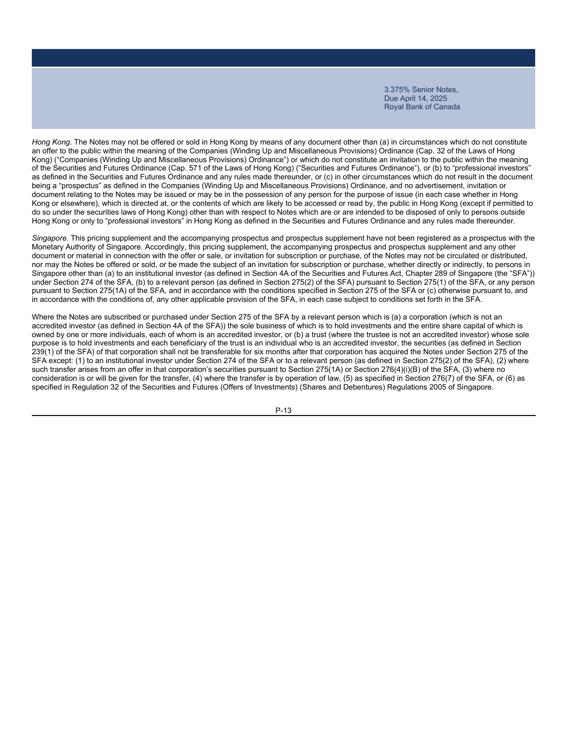*Hong Kong*. The Notes may not be offered or sold in Hong Kong by means of any document other than (a) in circumstances which do not constitute an offer to the public within the meaning of the Companies (Winding Up and Miscellaneous Provisions) Ordinance (Cap. 32 of the Laws of Hong Kong) ("Companies (Winding Up and Miscellaneous Provisions) Ordinance") or which do not constitute an invitation to the public within the meaning of the Securities and Futures Ordinance (Cap. 571 of the Laws of Hong Kong) ("Securities and Futures Ordinance"), or (b) to "professional investors" as defined in the Securities and Futures Ordinance and any rules made thereunder, or (c) in other circumstances which do not result in the document being a "prospectus" as defined in the Companies (Winding Up and Miscellaneous Provisions) Ordinance, and no advertisement, invitation or document relating to the Notes may be issued or may be in the possession of any person for the purpose of issue (in each case whether in Hong Kong or elsewhere), which is directed at, or the contents of which are likely to be accessed or read by, the public in Hong Kong (except if permitted to do so under the securities laws of Hong Kong) other than with respect to Notes which are or are intended to be disposed of only to persons outside Hong Kong or only to "professional investors" in Hong Kong as defined in the Securities and Futures Ordinance and any rules made thereunder.

*Singapore*. This pricing supplement and the accompanying prospectus and prospectus supplement have not been registered as a prospectus with the Monetary Authority of Singapore. Accordingly, this pricing supplement, the accompanying prospectus and prospectus supplement and any other document or material in connection with the offer or sale, or invitation for subscription or purchase, of the Notes may not be circulated or distributed, nor may the Notes be offered or sold, or be made the subject of an invitation for subscription or purchase, whether directly or indirectly, to persons in Singapore other than (a) to an institutional investor (as defined in Section 4A of the Securities and Futures Act, Chapter 289 of Singapore (the "SFA")) under Section 274 of the SFA, (b) to a relevant person (as defined in Section 275(2) of the SFA) pursuant to Section 275(1) of the SFA, or any person pursuant to Section 275(1A) of the SFA, and in accordance with the conditions specified in Section 275 of the SFA or (c) otherwise pursuant to, and in accordance with the conditions of, any other applicable provision of the SFA, in each case subject to conditions set forth in the SFA.

Where the Notes are subscribed or purchased under Section 275 of the SFA by a relevant person which is (a) a corporation (which is not an accredited investor (as defined in Section 4A of the SFA)) the sole business of which is to hold investments and the entire share capital of which is owned by one or more individuals, each of whom is an accredited investor, or (b) a trust (where the trustee is not an accredited investor) whose sole purpose is to hold investments and each beneficiary of the trust is an individual who is an accredited investor, the securities (as defined in Section 239(1) of the SFA) of that corporation shall not be transferable for six months after that corporation has acquired the Notes under Section 275 of the SFA except: (1) to an institutional investor under Section 274 of the SFA or to a relevant person (as defined in Section 275(2) of the SFA), (2) where such transfer arises from an offer in that corporation's securities pursuant to Section 275(1A) or Section 276(4)(i)(B) of the SFA, (3) where no consideration is or will be given for the transfer, (4) where the transfer is by operation of law, (5) as specified in Section 276(7) of the SFA, or (6) as specified in Regulation 32 of the Securities and Futures (Offers of Investments) (Shares and Debentures) Regulations 2005 of Singapore.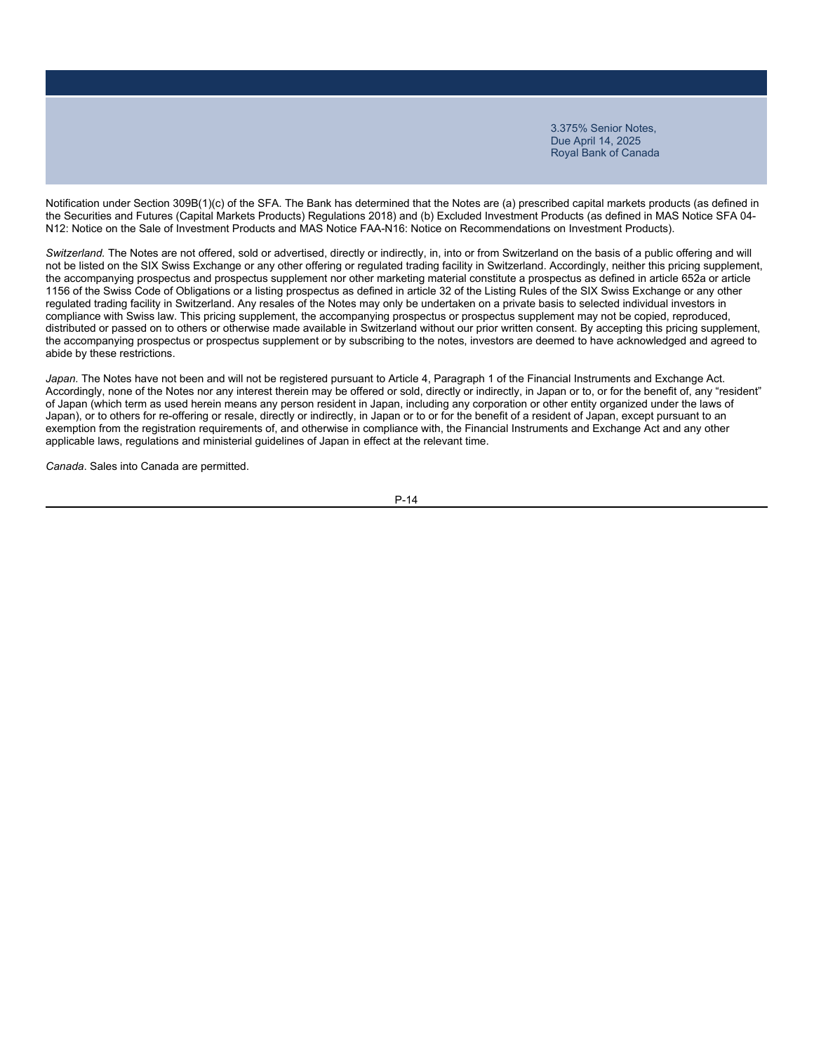Notification under Section 309B(1)(c) of the SFA. The Bank has determined that the Notes are (a) prescribed capital markets products (as defined in the Securities and Futures (Capital Markets Products) Regulations 2018) and (b) Excluded Investment Products (as defined in MAS Notice SFA 04-N12: Notice on the Sale of Investment Products and MAS Notice FAA-N16: Notice on Recommendations on Investment Products).

*Switzerland.* The Notes are not offered, sold or advertised, directly or indirectly, in, into or from Switzerland on the basis of a public offering and will not be listed on the SIX Swiss Exchange or any other offering or regulated trading facility in Switzerland. Accordingly, neither this pricing supplement, the accompanying prospectus and prospectus supplement nor other marketing material constitute a prospectus as defined in article 652a or article 1156 of the Swiss Code of Obligations or a listing prospectus as defined in article 32 of the Listing Rules of the SIX Swiss Exchange or any other regulated trading facility in Switzerland. Any resales of the Notes may only be undertaken on a private basis to selected individual investors in compliance with Swiss law. This pricing supplement, the accompanying prospectus or prospectus supplement may not be copied, reproduced, distributed or passed on to others or otherwise made available in Switzerland without our prior written consent. By accepting this pricing supplement, the accompanying prospectus or prospectus supplement or by subscribing to the notes, investors are deemed to have acknowledged and agreed to abide by these restrictions.

*Japan.* The Notes have not been and will not be registered pursuant to Article 4, Paragraph 1 of the Financial Instruments and Exchange Act. Accordingly, none of the Notes nor any interest therein may be offered or sold, directly or indirectly, in Japan or to, or for the benefit of, any "resident" of Japan (which term as used herein means any person resident in Japan, including any corporation or other entity organized under the laws of Japan), or to others for re-offering or resale, directly or indirectly, in Japan or to or for the benefit of a resident of Japan, except pursuant to an exemption from the registration requirements of, and otherwise in compliance with, the Financial Instruments and Exchange Act and any other applicable laws, regulations and ministerial guidelines of Japan in effect at the relevant time.

*Canada*. Sales into Canada are permitted.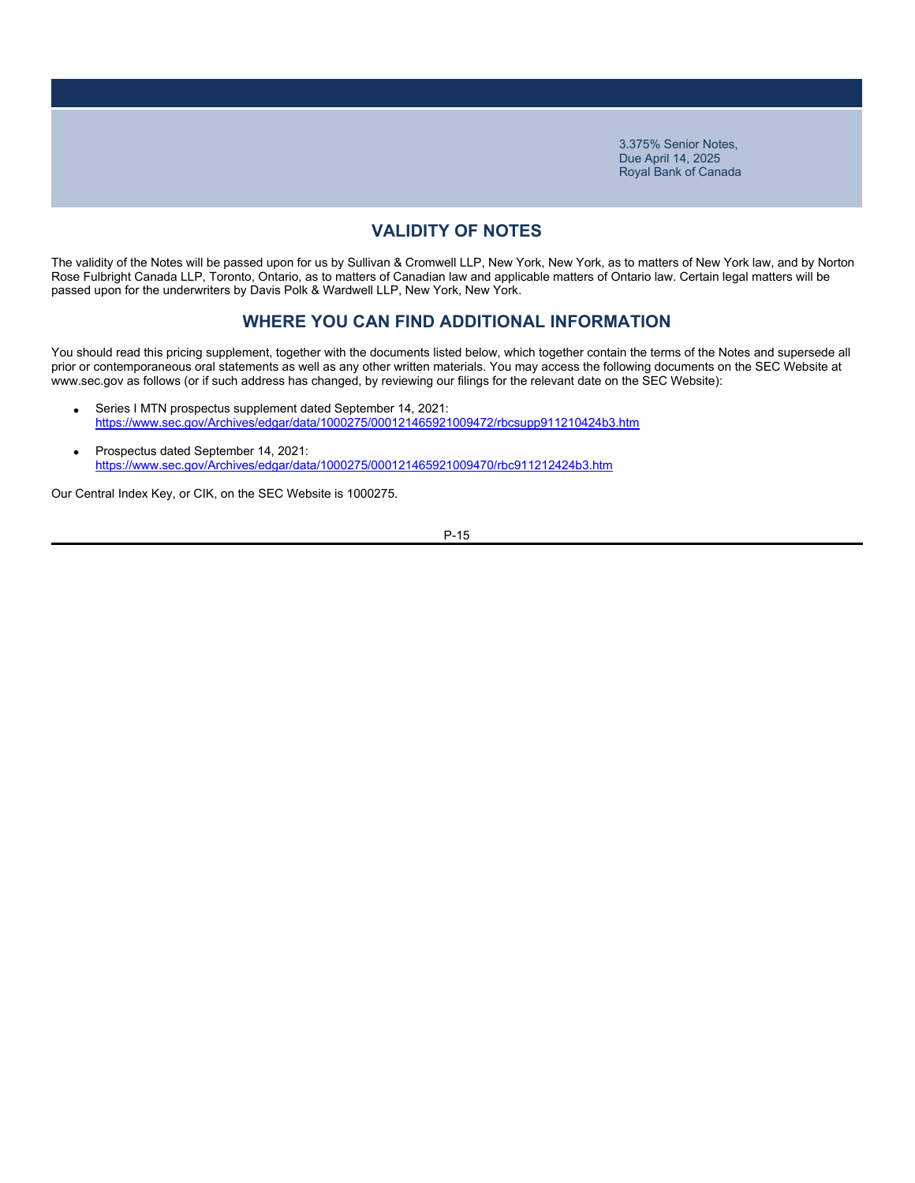## VALIDITY OF NOTES

The validity of the Notes will be passed upon for us by Sullivan & Cromwell LLP, New York, New York, as to matters of New York law, and by Norton Rose Fulbright Canada LLP, Toronto, Ontario, as to matters of Canadian law and applicable matters of Ontario law. Certain legal matters will be passed upon for the underwriters by Davis Polk & Wardwell LLP, New York, New York.

## WHERE YOU CAN FIND ADDITIONAL INFORMATION

You should read this pricing supplement, together with the documents listed below, which together contain the terms of the Notes and supersede all prior or contemporaneous oral statements as well as any other written materials. You may access the following documents on the SEC Website at www.sec.gov as follows (or if such address has changed, by reviewing our filings for the relevant date on the SEC Website):

- Series I MTN prospectus supplement dated September 14, 2021:
  https://www.sec.gov/Archives/edgar/data/1000275/000121465921009472/rbcsupp911210424b3.htm

- Prospectus dated September 14, 2021:
  https://www.sec.gov/Archives/edgar/data/1000275/000121465921009470/rbc911212424b3.htm

Our Central Index Key, or CIK, on the SEC Website is 1000275.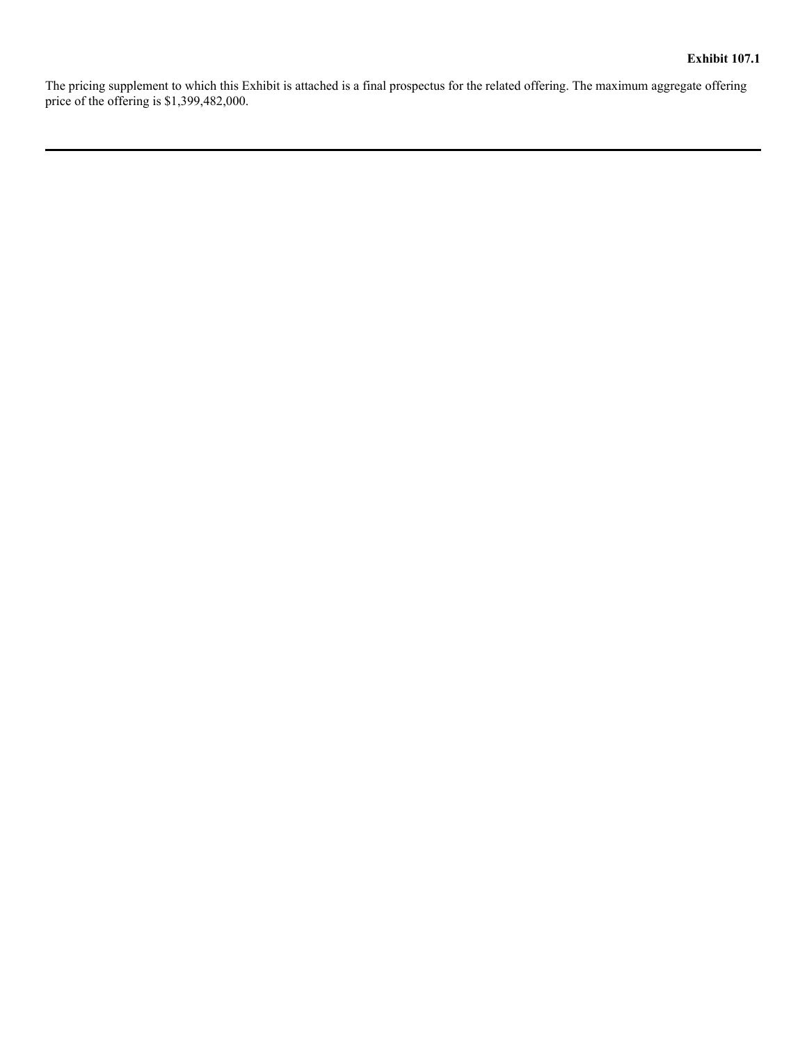**Exhibit 107.1**

The pricing supplement to which this Exhibit is attached is a final prospectus for the related offering. The maximum aggregate offering price of the offering is $1,399,482,000.

---